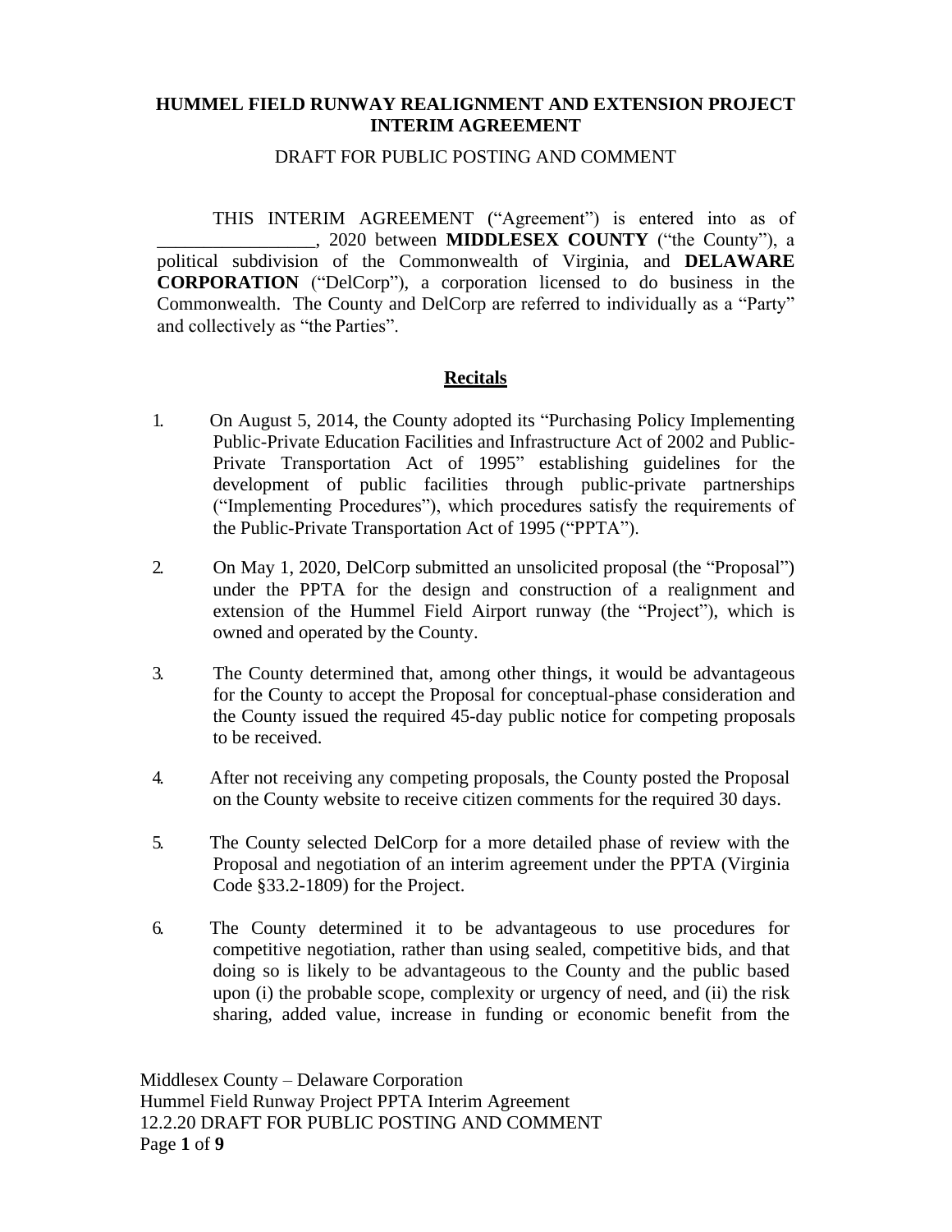**HUMMEL FIELD RUNWAY REALIGNMENT AND EXTENSION PROJECT INTERIM AGREEMENT**

DRAFT FOR PUBLIC POSTING AND COMMENT

THIS INTERIM AGREEMENT ("Agreement") is entered into as of _________________, 2020 between **MIDDLESEX COUNTY** ("the County"), a political subdivision of the Commonwealth of Virginia, and **DELAWARE CORPORATION** ("DelCorp"), a corporation licensed to do business in the Commonwealth. The County and DelCorp are referred to individually as a "Party" and collectively as "the Parties".

## **Recitals**

1. On August 5, 2014, the County adopted its "Purchasing Policy Implementing Public-Private Education Facilities and Infrastructure Act of 2002 and Public-Private Transportation Act of 1995" establishing guidelines for the development of public facilities through public-private partnerships ("Implementing Procedures"), which procedures satisfy the requirements of the Public-Private Transportation Act of 1995 ("PPTA").

2. On May 1, 2020, DelCorp submitted an unsolicited proposal (the "Proposal") under the PPTA for the design and construction of a realignment and extension of the Hummel Field Airport runway (the "Project"), which is owned and operated by the County.

3. The County determined that, among other things, it would be advantageous for the County to accept the Proposal for conceptual-phase consideration and the County issued the required 45-day public notice for competing proposals to be received.

4. After not receiving any competing proposals, the County posted the Proposal on the County website to receive citizen comments for the required 30 days.

5. The County selected DelCorp for a more detailed phase of review with the Proposal and negotiation of an interim agreement under the PPTA (Virginia Code §33.2-1809) for the Project.

6. The County determined it to be advantageous to use procedures for competitive negotiation, rather than using sealed, competitive bids, and that doing so is likely to be advantageous to the County and the public based upon (i) the probable scope, complexity or urgency of need, and (ii) the risk sharing, added value, increase in funding or economic benefit from the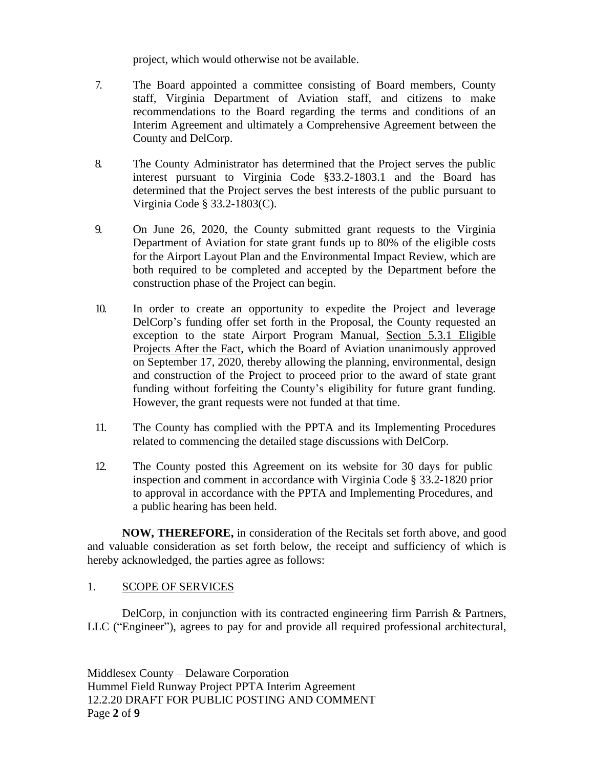project, which would otherwise not be available.

7. The Board appointed a committee consisting of Board members, County staff, Virginia Department of Aviation staff, and citizens to make recommendations to the Board regarding the terms and conditions of an Interim Agreement and ultimately a Comprehensive Agreement between the County and DelCorp.

8. The County Administrator has determined that the Project serves the public interest pursuant to Virginia Code §33.2-1803.1 and the Board has determined that the Project serves the best interests of the public pursuant to Virginia Code § 33.2-1803(C).

9. On June 26, 2020, the County submitted grant requests to the Virginia Department of Aviation for state grant funds up to 80% of the eligible costs for the Airport Layout Plan and the Environmental Impact Review, which are both required to be completed and accepted by the Department before the construction phase of the Project can begin.

10. In order to create an opportunity to expedite the Project and leverage DelCorp's funding offer set forth in the Proposal, the County requested an exception to the state Airport Program Manual, Section 5.3.1 Eligible Projects After the Fact, which the Board of Aviation unanimously approved on September 17, 2020, thereby allowing the planning, environmental, design and construction of the Project to proceed prior to the award of state grant funding without forfeiting the County's eligibility for future grant funding. However, the grant requests were not funded at that time.

11. The County has complied with the PPTA and its Implementing Procedures related to commencing the detailed stage discussions with DelCorp.

12. The County posted this Agreement on its website for 30 days for public inspection and comment in accordance with Virginia Code § 33.2-1820 prior to approval in accordance with the PPTA and Implementing Procedures, and a public hearing has been held.

**NOW, THEREFORE,** in consideration of the Recitals set forth above, and good and valuable consideration as set forth below, the receipt and sufficiency of which is hereby acknowledged, the parties agree as follows:

## 1. SCOPE OF SERVICES

DelCorp, in conjunction with its contracted engineering firm Parrish & Partners, LLC ("Engineer"), agrees to pay for and provide all required professional architectural,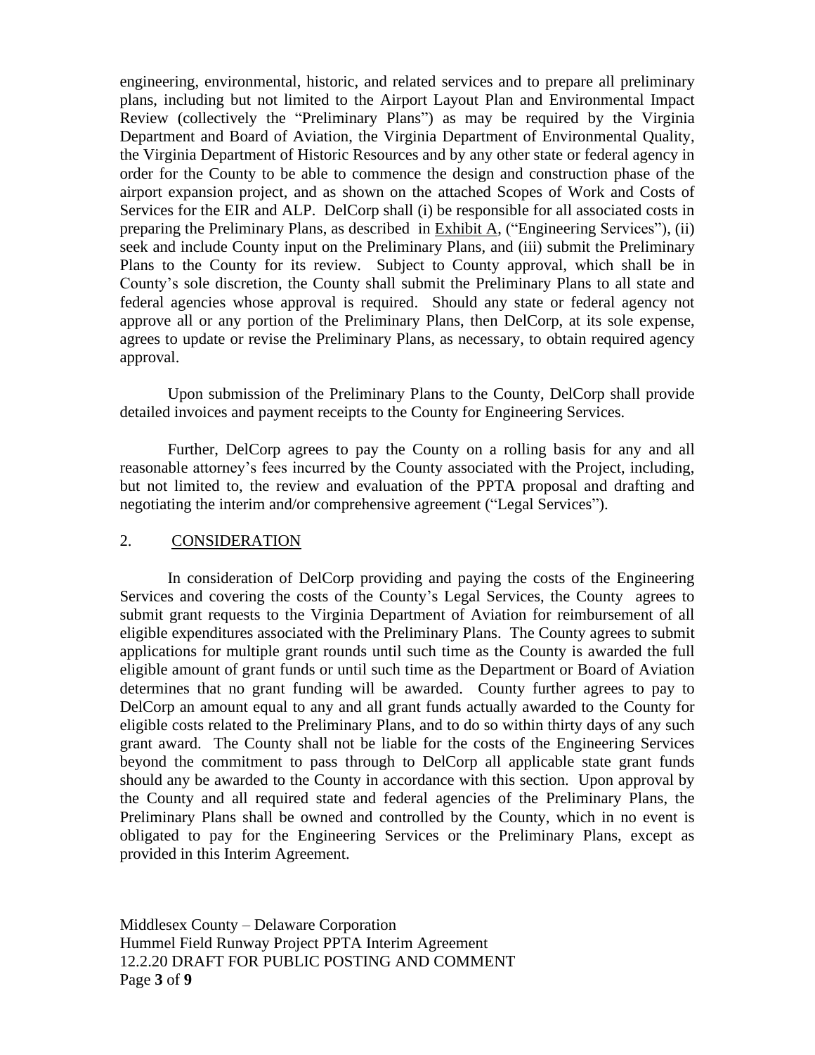engineering, environmental, historic, and related services and to prepare all preliminary plans, including but not limited to the Airport Layout Plan and Environmental Impact Review (collectively the "Preliminary Plans") as may be required by the Virginia Department and Board of Aviation, the Virginia Department of Environmental Quality, the Virginia Department of Historic Resources and by any other state or federal agency in order for the County to be able to commence the design and construction phase of the airport expansion project, and as shown on the attached Scopes of Work and Costs of Services for the EIR and ALP. DelCorp shall (i) be responsible for all associated costs in preparing the Preliminary Plans, as described in <u>Exhibit A</u>, ("Engineering Services"), (ii) seek and include County input on the Preliminary Plans, and (iii) submit the Preliminary Plans to the County for its review. Subject to County approval, which shall be in County's sole discretion, the County shall submit the Preliminary Plans to all state and federal agencies whose approval is required. Should any state or federal agency not approve all or any portion of the Preliminary Plans, then DelCorp, at its sole expense, agrees to update or revise the Preliminary Plans, as necessary, to obtain required agency approval.

Upon submission of the Preliminary Plans to the County, DelCorp shall provide detailed invoices and payment receipts to the County for Engineering Services.

Further, DelCorp agrees to pay the County on a rolling basis for any and all reasonable attorney's fees incurred by the County associated with the Project, including, but not limited to, the review and evaluation of the PPTA proposal and drafting and negotiating the interim and/or comprehensive agreement ("Legal Services").

## 2. <u>CONSIDERATION</u>

In consideration of DelCorp providing and paying the costs of the Engineering Services and covering the costs of the County's Legal Services, the County agrees to submit grant requests to the Virginia Department of Aviation for reimbursement of all eligible expenditures associated with the Preliminary Plans. The County agrees to submit applications for multiple grant rounds until such time as the County is awarded the full eligible amount of grant funds or until such time as the Department or Board of Aviation determines that no grant funding will be awarded. County further agrees to pay to DelCorp an amount equal to any and all grant funds actually awarded to the County for eligible costs related to the Preliminary Plans, and to do so within thirty days of any such grant award. The County shall not be liable for the costs of the Engineering Services beyond the commitment to pass through to DelCorp all applicable state grant funds should any be awarded to the County in accordance with this section. Upon approval by the County and all required state and federal agencies of the Preliminary Plans, the Preliminary Plans shall be owned and controlled by the County, which in no event is obligated to pay for the Engineering Services or the Preliminary Plans, except as provided in this Interim Agreement.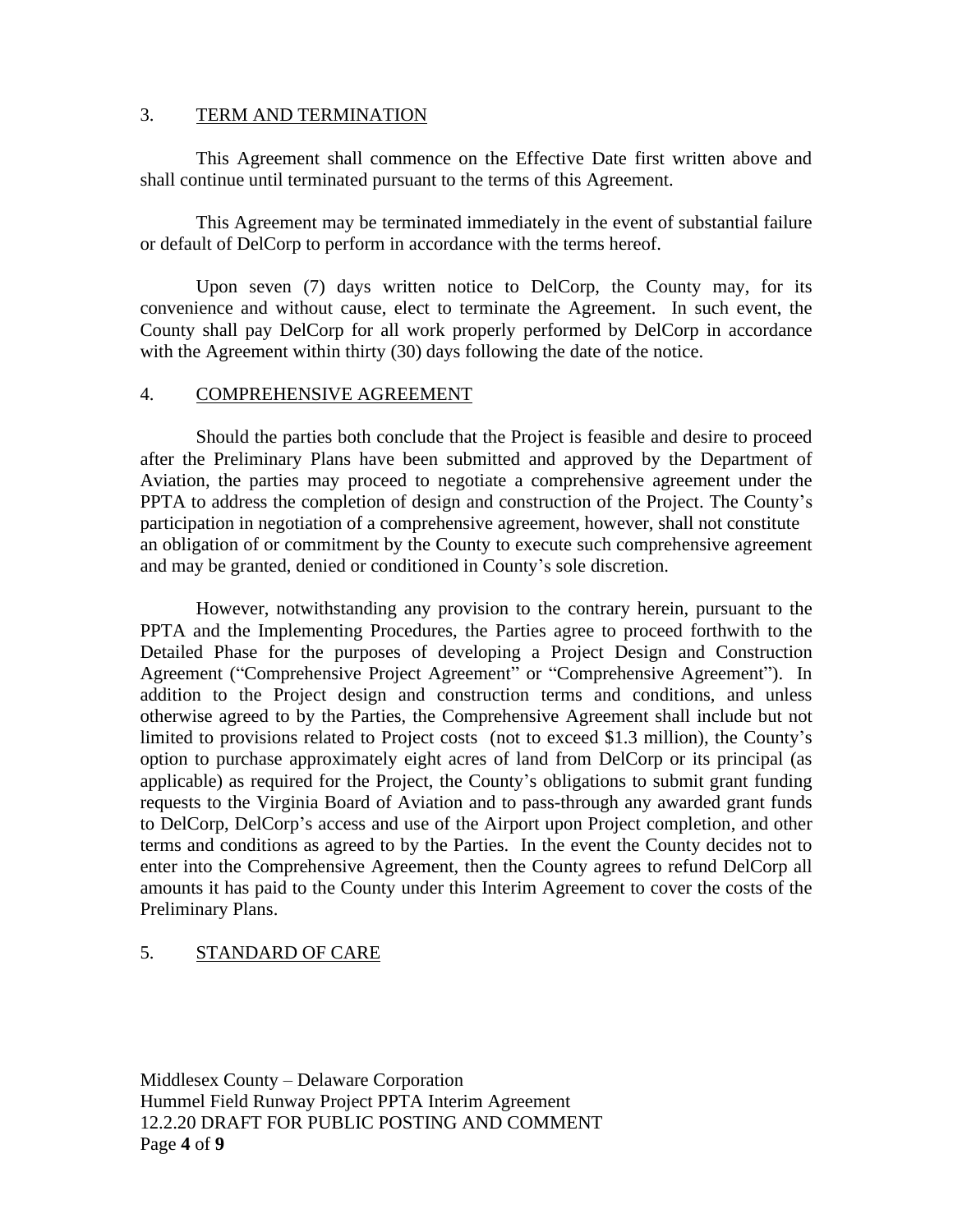## 3. <u>TERM AND TERMINATION</u>

This Agreement shall commence on the Effective Date first written above and shall continue until terminated pursuant to the terms of this Agreement.

This Agreement may be terminated immediately in the event of substantial failure or default of DelCorp to perform in accordance with the terms hereof.

Upon seven (7) days written notice to DelCorp, the County may, for its convenience and without cause, elect to terminate the Agreement. In such event, the County shall pay DelCorp for all work properly performed by DelCorp in accordance with the Agreement within thirty (30) days following the date of the notice.

## 4. <u>COMPREHENSIVE AGREEMENT</u>

Should the parties both conclude that the Project is feasible and desire to proceed after the Preliminary Plans have been submitted and approved by the Department of Aviation, the parties may proceed to negotiate a comprehensive agreement under the PPTA to address the completion of design and construction of the Project. The County's participation in negotiation of a comprehensive agreement, however, shall not constitute an obligation of or commitment by the County to execute such comprehensive agreement and may be granted, denied or conditioned in County's sole discretion.

However, notwithstanding any provision to the contrary herein, pursuant to the PPTA and the Implementing Procedures, the Parties agree to proceed forthwith to the Detailed Phase for the purposes of developing a Project Design and Construction Agreement ("Comprehensive Project Agreement" or "Comprehensive Agreement"). In addition to the Project design and construction terms and conditions, and unless otherwise agreed to by the Parties, the Comprehensive Agreement shall include but not limited to provisions related to Project costs (not to exceed $1.3 million), the County's option to purchase approximately eight acres of land from DelCorp or its principal (as applicable) as required for the Project, the County's obligations to submit grant funding requests to the Virginia Board of Aviation and to pass-through any awarded grant funds to DelCorp, DelCorp's access and use of the Airport upon Project completion, and other terms and conditions as agreed to by the Parties. In the event the County decides not to enter into the Comprehensive Agreement, then the County agrees to refund DelCorp all amounts it has paid to the County under this Interim Agreement to cover the costs of the Preliminary Plans.

## 5. <u>STANDARD OF CARE</u>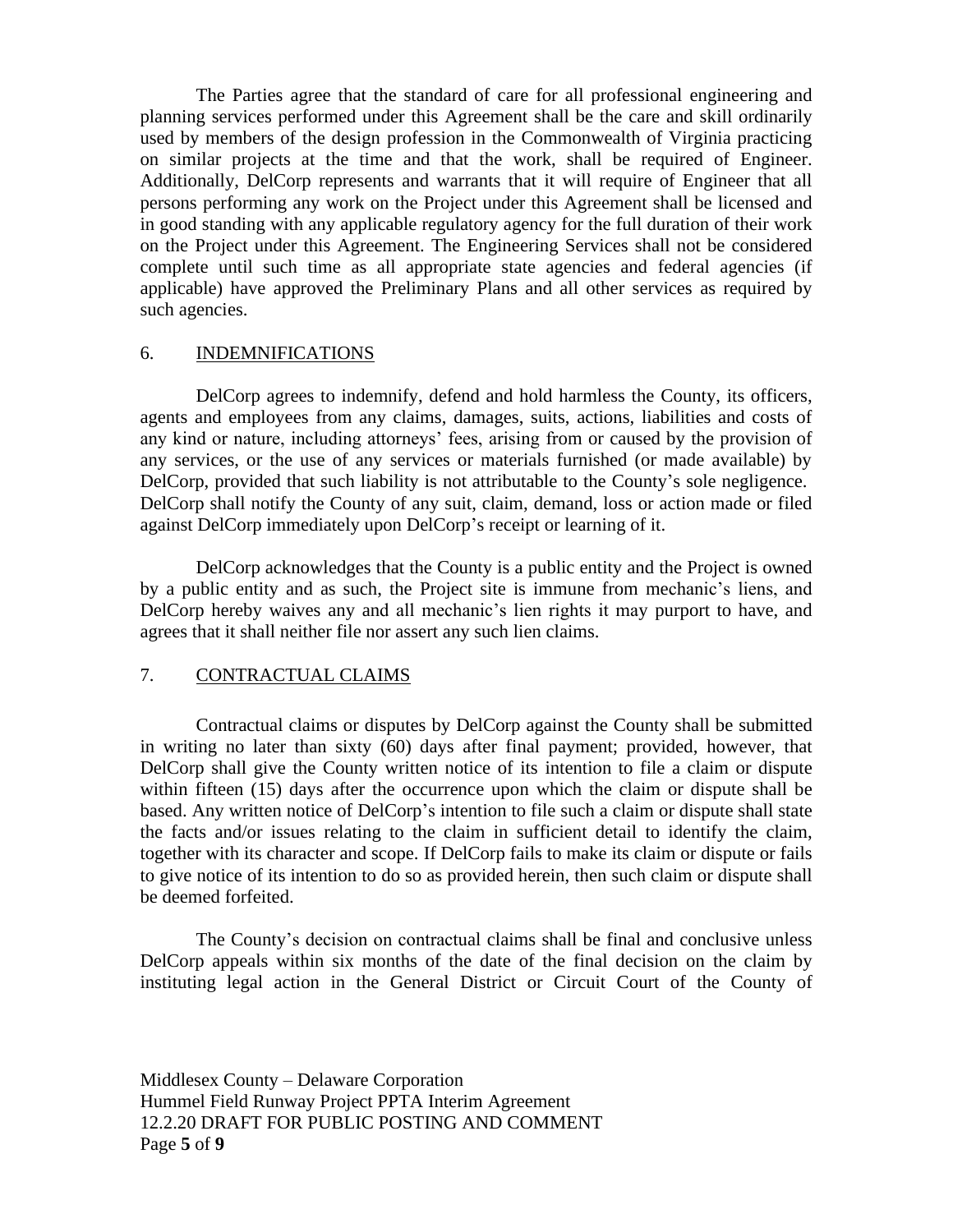The Parties agree that the standard of care for all professional engineering and planning services performed under this Agreement shall be the care and skill ordinarily used by members of the design profession in the Commonwealth of Virginia practicing on similar projects at the time and that the work, shall be required of Engineer. Additionally, DelCorp represents and warrants that it will require of Engineer that all persons performing any work on the Project under this Agreement shall be licensed and in good standing with any applicable regulatory agency for the full duration of their work on the Project under this Agreement. The Engineering Services shall not be considered complete until such time as all appropriate state agencies and federal agencies (if applicable) have approved the Preliminary Plans and all other services as required by such agencies.

## 6. INDEMNIFICATIONS

DelCorp agrees to indemnify, defend and hold harmless the County, its officers, agents and employees from any claims, damages, suits, actions, liabilities and costs of any kind or nature, including attorneys' fees, arising from or caused by the provision of any services, or the use of any services or materials furnished (or made available) by DelCorp, provided that such liability is not attributable to the County's sole negligence. DelCorp shall notify the County of any suit, claim, demand, loss or action made or filed against DelCorp immediately upon DelCorp's receipt or learning of it.

DelCorp acknowledges that the County is a public entity and the Project is owned by a public entity and as such, the Project site is immune from mechanic's liens, and DelCorp hereby waives any and all mechanic's lien rights it may purport to have, and agrees that it shall neither file nor assert any such lien claims.

## 7. CONTRACTUAL CLAIMS

Contractual claims or disputes by DelCorp against the County shall be submitted in writing no later than sixty (60) days after final payment; provided, however, that DelCorp shall give the County written notice of its intention to file a claim or dispute within fifteen (15) days after the occurrence upon which the claim or dispute shall be based. Any written notice of DelCorp's intention to file such a claim or dispute shall state the facts and/or issues relating to the claim in sufficient detail to identify the claim, together with its character and scope. If DelCorp fails to make its claim or dispute or fails to give notice of its intention to do so as provided herein, then such claim or dispute shall be deemed forfeited.

The County's decision on contractual claims shall be final and conclusive unless DelCorp appeals within six months of the date of the final decision on the claim by instituting legal action in the General District or Circuit Court of the County of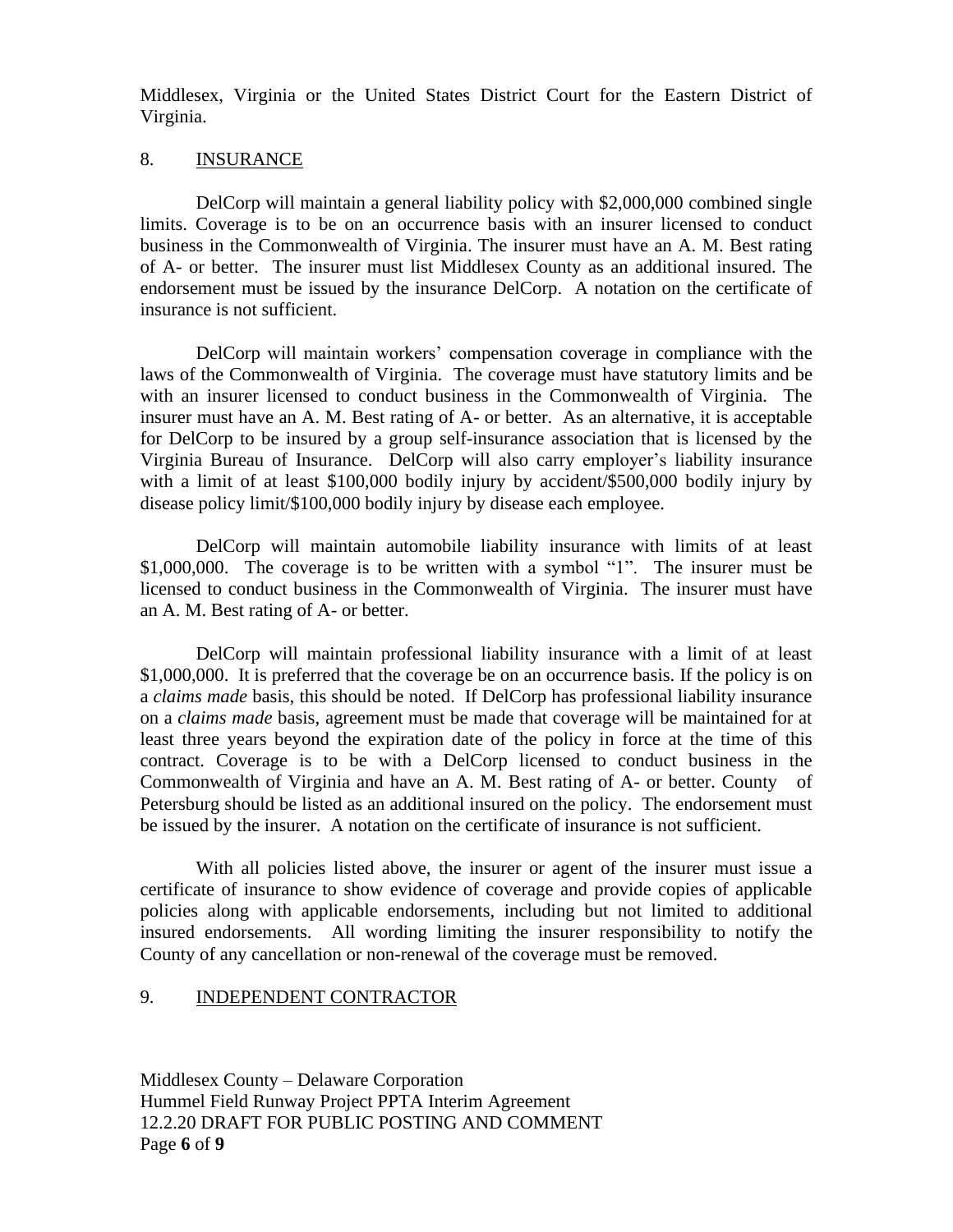Middlesex, Virginia or the United States District Court for the Eastern District of Virginia.

8. INSURANCE

DelCorp will maintain a general liability policy with $2,000,000 combined single limits. Coverage is to be on an occurrence basis with an insurer licensed to conduct business in the Commonwealth of Virginia. The insurer must have an A. M. Best rating of A- or better. The insurer must list Middlesex County as an additional insured. The endorsement must be issued by the insurance DelCorp. A notation on the certificate of insurance is not sufficient.

DelCorp will maintain workers' compensation coverage in compliance with the laws of the Commonwealth of Virginia. The coverage must have statutory limits and be with an insurer licensed to conduct business in the Commonwealth of Virginia. The insurer must have an A. M. Best rating of A- or better. As an alternative, it is acceptable for DelCorp to be insured by a group self-insurance association that is licensed by the Virginia Bureau of Insurance. DelCorp will also carry employer's liability insurance with a limit of at least $100,000 bodily injury by accident/$500,000 bodily injury by disease policy limit/$100,000 bodily injury by disease each employee.

DelCorp will maintain automobile liability insurance with limits of at least $1,000,000. The coverage is to be written with a symbol "1". The insurer must be licensed to conduct business in the Commonwealth of Virginia. The insurer must have an A. M. Best rating of A- or better.

DelCorp will maintain professional liability insurance with a limit of at least $1,000,000. It is preferred that the coverage be on an occurrence basis. If the policy is on a *claims made* basis, this should be noted. If DelCorp has professional liability insurance on a *claims made* basis, agreement must be made that coverage will be maintained for at least three years beyond the expiration date of the policy in force at the time of this contract. Coverage is to be with a DelCorp licensed to conduct business in the Commonwealth of Virginia and have an A. M. Best rating of A- or better. County of Petersburg should be listed as an additional insured on the policy. The endorsement must be issued by the insurer. A notation on the certificate of insurance is not sufficient.

With all policies listed above, the insurer or agent of the insurer must issue a certificate of insurance to show evidence of coverage and provide copies of applicable policies along with applicable endorsements, including but not limited to additional insured endorsements. All wording limiting the insurer responsibility to notify the County of any cancellation or non-renewal of the coverage must be removed.

9. INDEPENDENT CONTRACTOR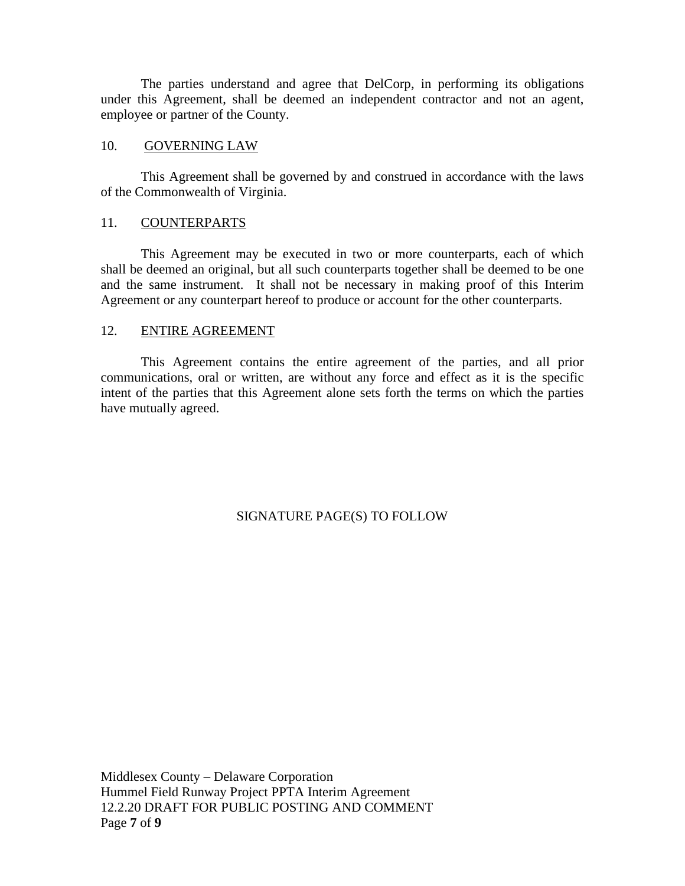The parties understand and agree that DelCorp, in performing its obligations under this Agreement, shall be deemed an independent contractor and not an agent, employee or partner of the County.

## 10. GOVERNING LAW

This Agreement shall be governed by and construed in accordance with the laws of the Commonwealth of Virginia.

## 11. COUNTERPARTS

This Agreement may be executed in two or more counterparts, each of which shall be deemed an original, but all such counterparts together shall be deemed to be one and the same instrument. It shall not be necessary in making proof of this Interim Agreement or any counterpart hereof to produce or account for the other counterparts.

## 12. ENTIRE AGREEMENT

This Agreement contains the entire agreement of the parties, and all prior communications, oral or written, are without any force and effect as it is the specific intent of the parties that this Agreement alone sets forth the terms on which the parties have mutually agreed.

SIGNATURE PAGE(S) TO FOLLOW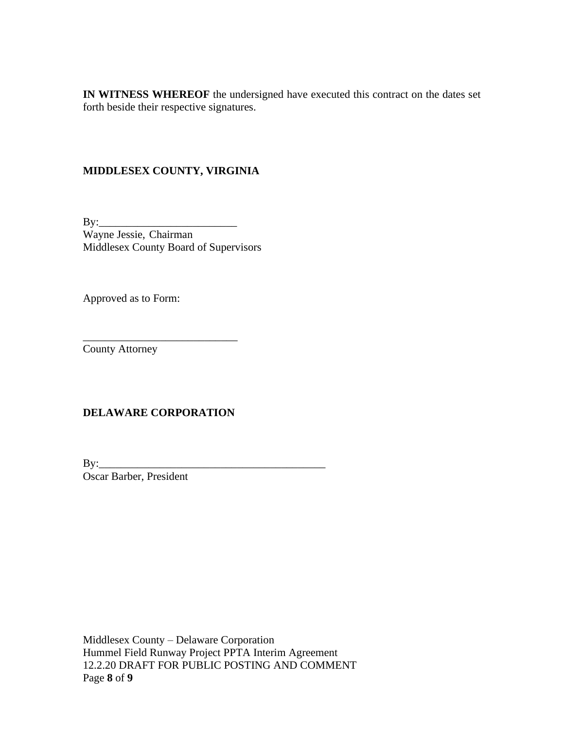**IN WITNESS WHEREOF** the undersigned have executed this contract on the dates set forth beside their respective signatures.

**MIDDLESEX COUNTY, VIRGINIA**

By:_________________________
Wayne Jessie, Chairman
Middlesex County Board of Supervisors

Approved as to Form:

____________________________
County Attorney

**DELAWARE CORPORATION**

By:__________________________________________
Oscar Barber, President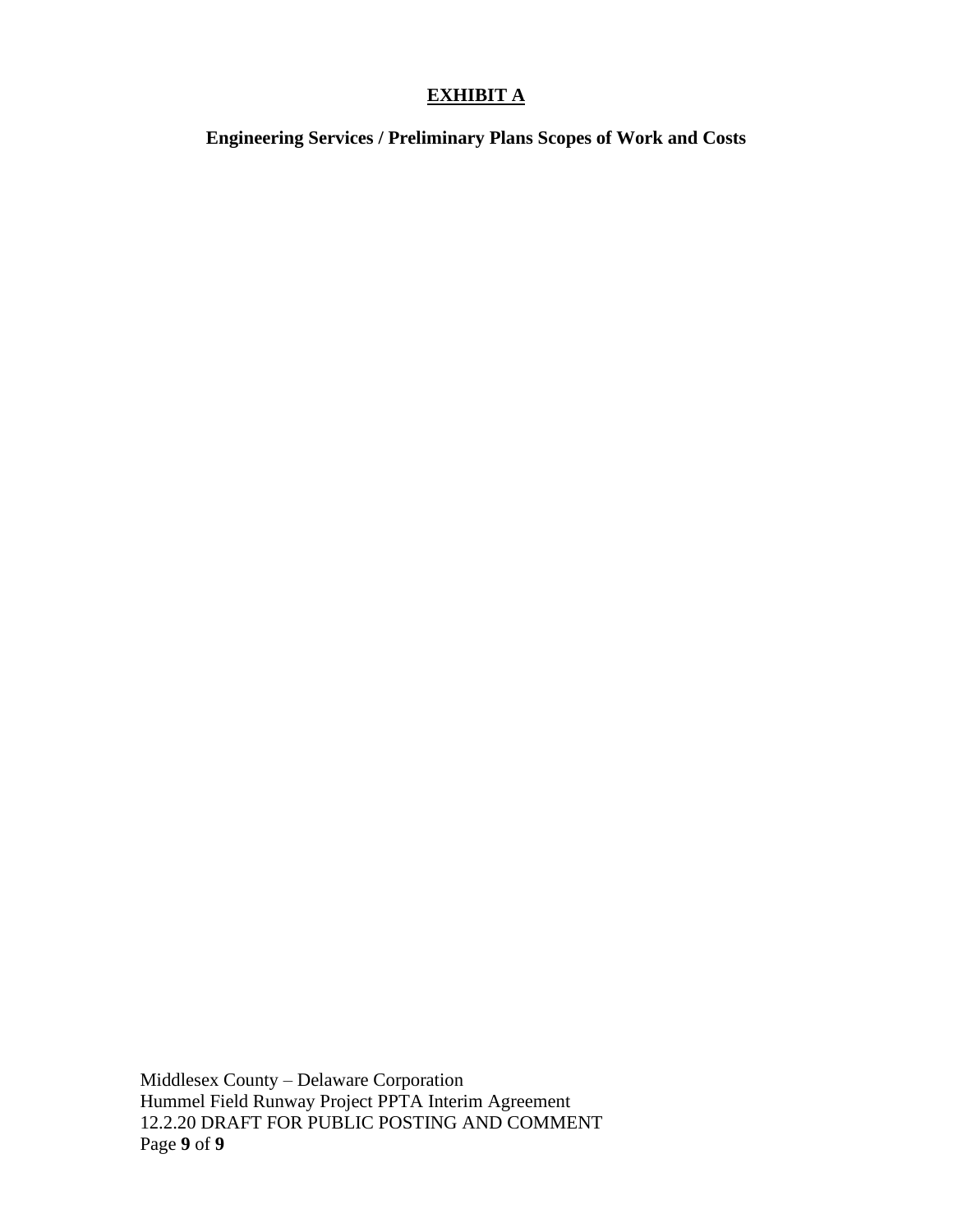# EXHIBIT A

**Engineering Services / Preliminary Plans Scopes of Work and Costs**